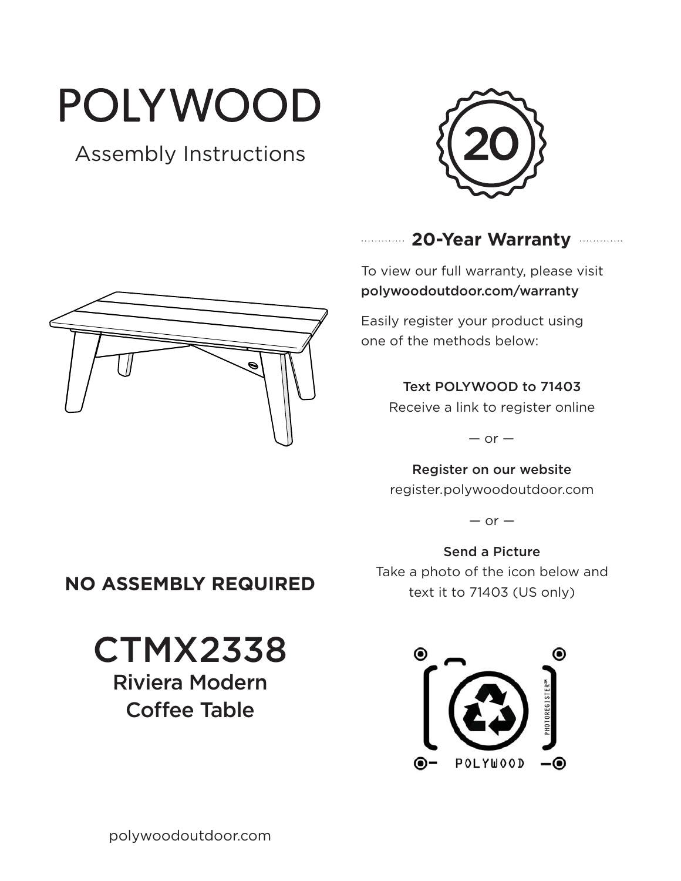# POLYWOOD

Assembly Instructions

20

## 20-Year Warranty

To view our full warranty, please visit **polywoodoutdoor.com/warranty**

Easily register your product using one of the methods below:

**Text POLYWOOD to 71403**
Receive a link to register online

— or —

**Register on our website**
register.polywoodoutdoor.com

— or —

**Send a Picture**
Take a photo of the icon below and text it to 71403 (US only)

PHOTOREGISTER℠

POLYWOOD

**NO ASSEMBLY REQUIRED**

# CTMX2338

## Riviera Modern Coffee Table

polywoodoutdoor.com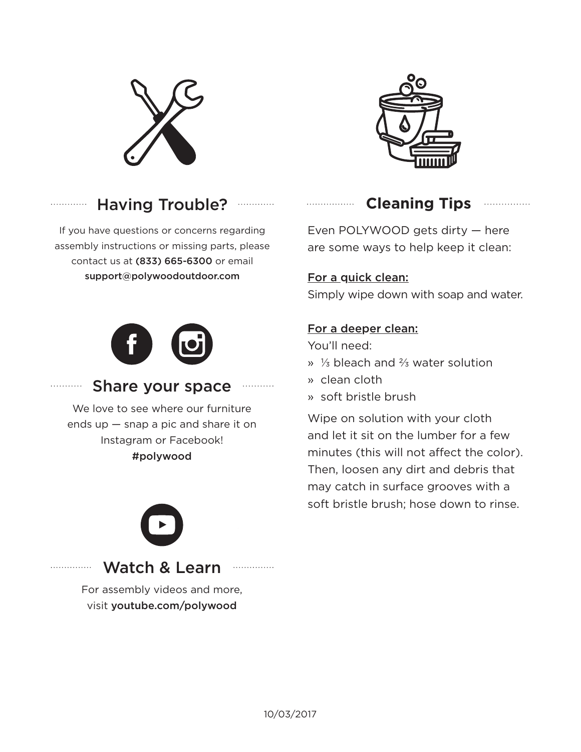## Having Trouble?

If you have questions or concerns regarding assembly instructions or missing parts, please contact us at **(833) 665-6300** or email **support@polywoodoutdoor.com**

## Share your space

We love to see where our furniture ends up — snap a pic and share it on Instagram or Facebook!
**#polywood**

## Watch & Learn

For assembly videos and more, visit **youtube.com/polywood**

## Cleaning Tips

Even POLYWOOD gets dirty — here are some ways to help keep it clean:

**For a quick clean:**
Simply wipe down with soap and water.

**For a deeper clean:**
You'll need:

- $\frac{1}{3}$ bleach and $\frac{2}{3}$ water solution
- clean cloth
- soft bristle brush

Wipe on solution with your cloth and let it sit on the lumber for a few minutes (this will not affect the color). Then, loosen any dirt and debris that may catch in surface grooves with a soft bristle brush; hose down to rinse.

10/03/2017